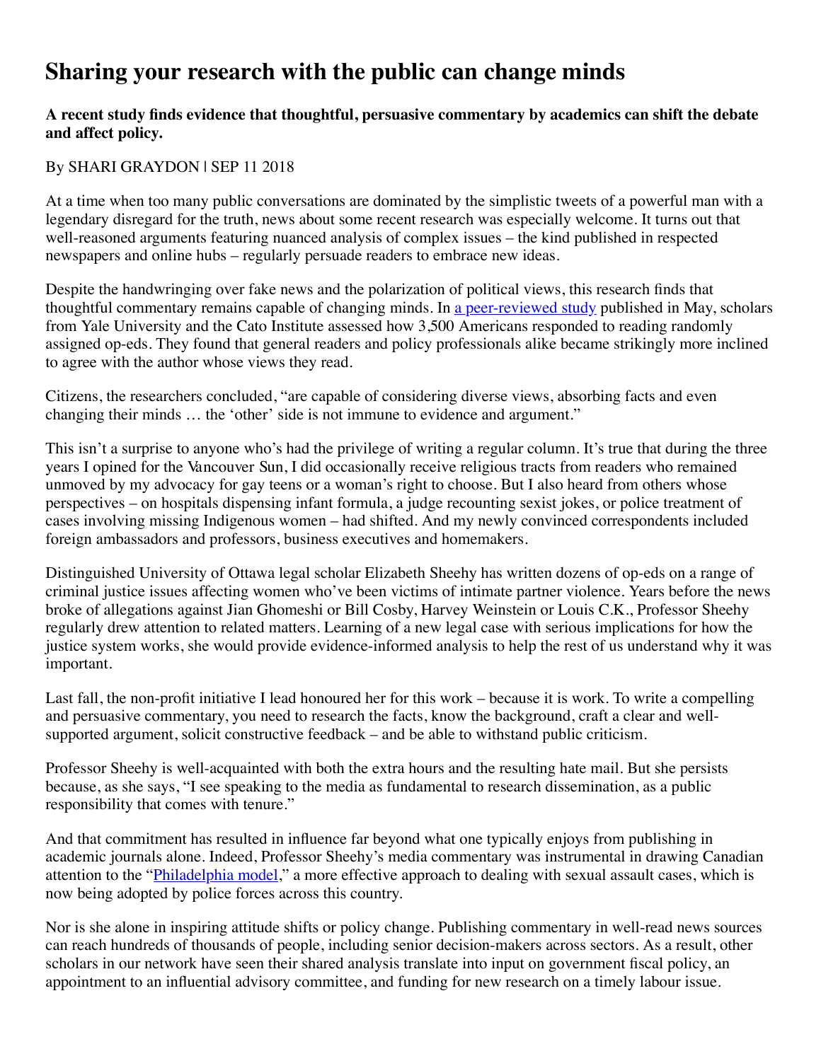# Sharing your research with the public can change minds

**A recent study finds evidence that thoughtful, persuasive commentary by academics can shift the debate and affect policy.**

By SHARI GRAYDON | SEP 11 2018

At a time when too many public conversations are dominated by the simplistic tweets of a powerful man with a legendary disregard for the truth, news about some recent research was especially welcome. It turns out that well-reasoned arguments featuring nuanced analysis of complex issues – the kind published in respected newspapers and online hubs – regularly persuade readers to embrace new ideas.

Despite the handwringing over fake news and the polarization of political views, this research finds that thoughtful commentary remains capable of changing minds. In a peer-reviewed study published in May, scholars from Yale University and the Cato Institute assessed how 3,500 Americans responded to reading randomly assigned op-eds. They found that general readers and policy professionals alike became strikingly more inclined to agree with the author whose views they read.

Citizens, the researchers concluded, "are capable of considering diverse views, absorbing facts and even changing their minds … the 'other' side is not immune to evidence and argument."

This isn't a surprise to anyone who's had the privilege of writing a regular column. It's true that during the three years I opined for the Vancouver Sun, I did occasionally receive religious tracts from readers who remained unmoved by my advocacy for gay teens or a woman's right to choose. But I also heard from others whose perspectives – on hospitals dispensing infant formula, a judge recounting sexist jokes, or police treatment of cases involving missing Indigenous women – had shifted. And my newly convinced correspondents included foreign ambassadors and professors, business executives and homemakers.

Distinguished University of Ottawa legal scholar Elizabeth Sheehy has written dozens of op-eds on a range of criminal justice issues affecting women who've been victims of intimate partner violence. Years before the news broke of allegations against Jian Ghomeshi or Bill Cosby, Harvey Weinstein or Louis C.K., Professor Sheehy regularly drew attention to related matters. Learning of a new legal case with serious implications for how the justice system works, she would provide evidence-informed analysis to help the rest of us understand why it was important.

Last fall, the non-profit initiative I lead honoured her for this work – because it is work. To write a compelling and persuasive commentary, you need to research the facts, know the background, craft a clear and well-supported argument, solicit constructive feedback – and be able to withstand public criticism.

Professor Sheehy is well-acquainted with both the extra hours and the resulting hate mail. But she persists because, as she says, "I see speaking to the media as fundamental to research dissemination, as a public responsibility that comes with tenure."

And that commitment has resulted in influence far beyond what one typically enjoys from publishing in academic journals alone. Indeed, Professor Sheehy's media commentary was instrumental in drawing Canadian attention to the "Philadelphia model," a more effective approach to dealing with sexual assault cases, which is now being adopted by police forces across this country.

Nor is she alone in inspiring attitude shifts or policy change. Publishing commentary in well-read news sources can reach hundreds of thousands of people, including senior decision-makers across sectors. As a result, other scholars in our network have seen their shared analysis translate into input on government fiscal policy, an appointment to an influential advisory committee, and funding for new research on a timely labour issue.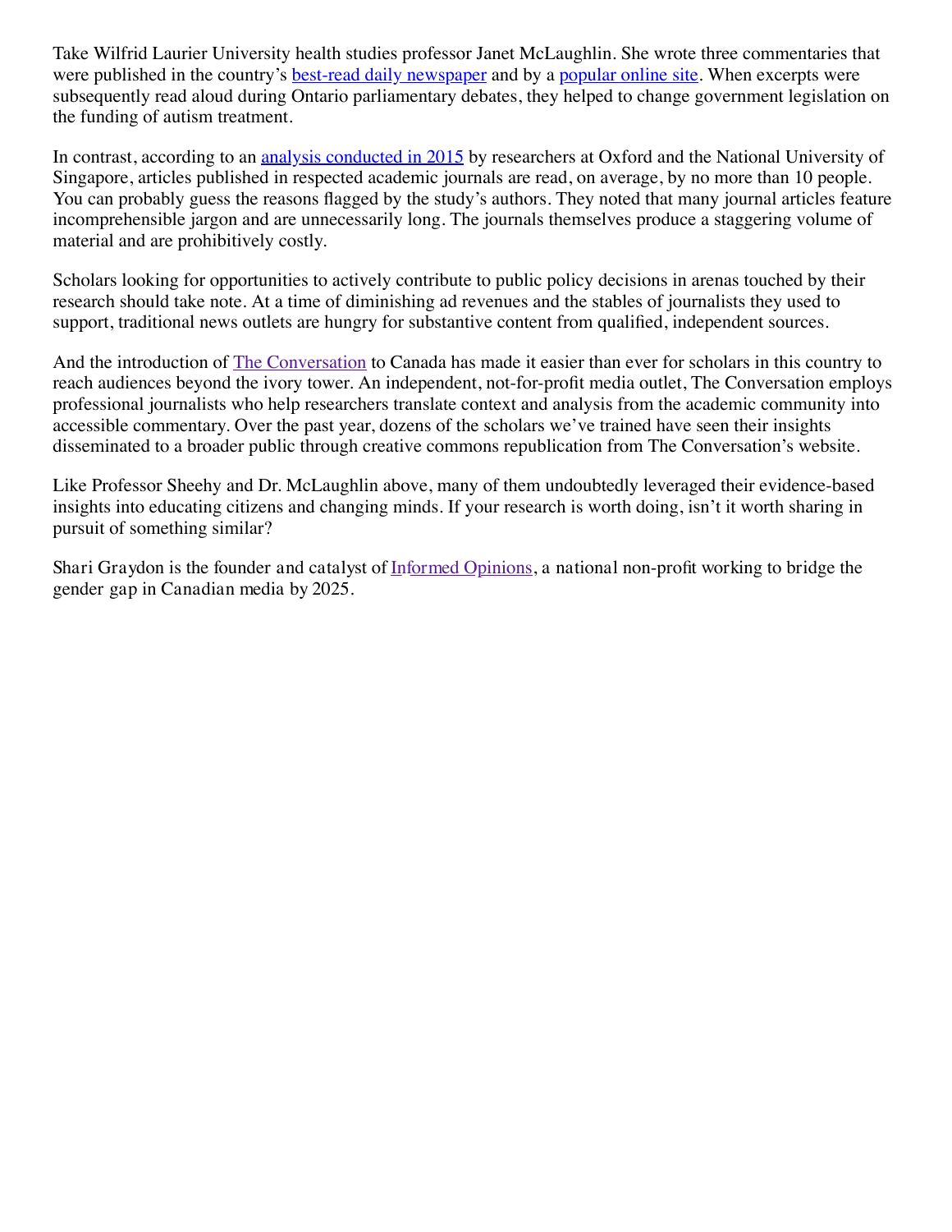Take Wilfrid Laurier University health studies professor Janet McLaughlin. She wrote three commentaries that were published in the country's best-read daily newspaper and by a popular online site. When excerpts were subsequently read aloud during Ontario parliamentary debates, they helped to change government legislation on the funding of autism treatment.

In contrast, according to an analysis conducted in 2015 by researchers at Oxford and the National University of Singapore, articles published in respected academic journals are read, on average, by no more than 10 people. You can probably guess the reasons flagged by the study's authors. They noted that many journal articles feature incomprehensible jargon and are unnecessarily long. The journals themselves produce a staggering volume of material and are prohibitively costly.

Scholars looking for opportunities to actively contribute to public policy decisions in arenas touched by their research should take note. At a time of diminishing ad revenues and the stables of journalists they used to support, traditional news outlets are hungry for substantive content from qualified, independent sources.

And the introduction of The Conversation to Canada has made it easier than ever for scholars in this country to reach audiences beyond the ivory tower. An independent, not-for-profit media outlet, The Conversation employs professional journalists who help researchers translate context and analysis from the academic community into accessible commentary. Over the past year, dozens of the scholars we've trained have seen their insights disseminated to a broader public through creative commons republication from The Conversation's website.

Like Professor Sheehy and Dr. McLaughlin above, many of them undoubtedly leveraged their evidence-based insights into educating citizens and changing minds. If your research is worth doing, isn't it worth sharing in pursuit of something similar?

Shari Graydon is the founder and catalyst of Informed Opinions, a national non-profit working to bridge the gender gap in Canadian media by 2025.